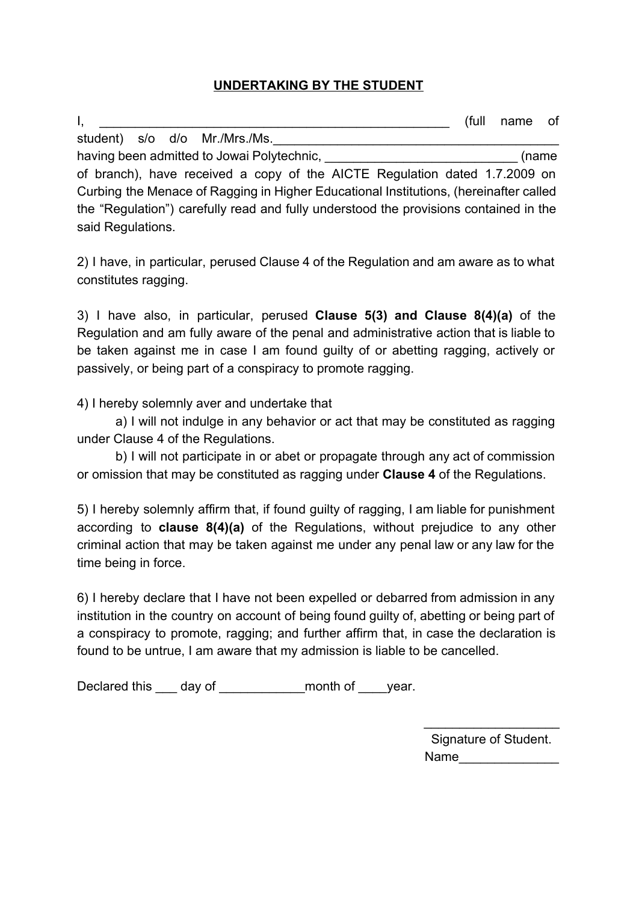**UNDERTAKING BY THE STUDENT**

I, _________________________________________________ (full name of student) s/o d/o Mr./Mrs./Ms.________________________________________ having been admitted to Jowai Polytechnic, ___________________________ (name of branch), have received a copy of the AICTE Regulation dated 1.7.2009 on Curbing the Menace of Ragging in Higher Educational Institutions, (hereinafter called the "Regulation") carefully read and fully understood the provisions contained in the said Regulations.

2) I have, in particular, perused Clause 4 of the Regulation and am aware as to what constitutes ragging.

3) I have also, in particular, perused **Clause 5(3) and Clause 8(4)(a)** of the Regulation and am fully aware of the penal and administrative action that is liable to be taken against me in case I am found guilty of or abetting ragging, actively or passively, or being part of a conspiracy to promote ragging.

4) I hereby solemnly aver and undertake that

a) I will not indulge in any behavior or act that may be constituted as ragging under Clause 4 of the Regulations.

b) I will not participate in or abet or propagate through any act of commission or omission that may be constituted as ragging under **Clause 4** of the Regulations.

5) I hereby solemnly affirm that, if found guilty of ragging, I am liable for punishment according to **clause 8(4)(a)** of the Regulations, without prejudice to any other criminal action that may be taken against me under any penal law or any law for the time being in force.

6) I hereby declare that I have not been expelled or debarred from admission in any institution in the country on account of being found guilty of, abetting or being part of a conspiracy to promote, ragging; and further affirm that, in case the declaration is found to be untrue, I am aware that my admission is liable to be cancelled.

Declared this ___ day of ____________month of ____year.

___________________

Signature of Student.

Name______________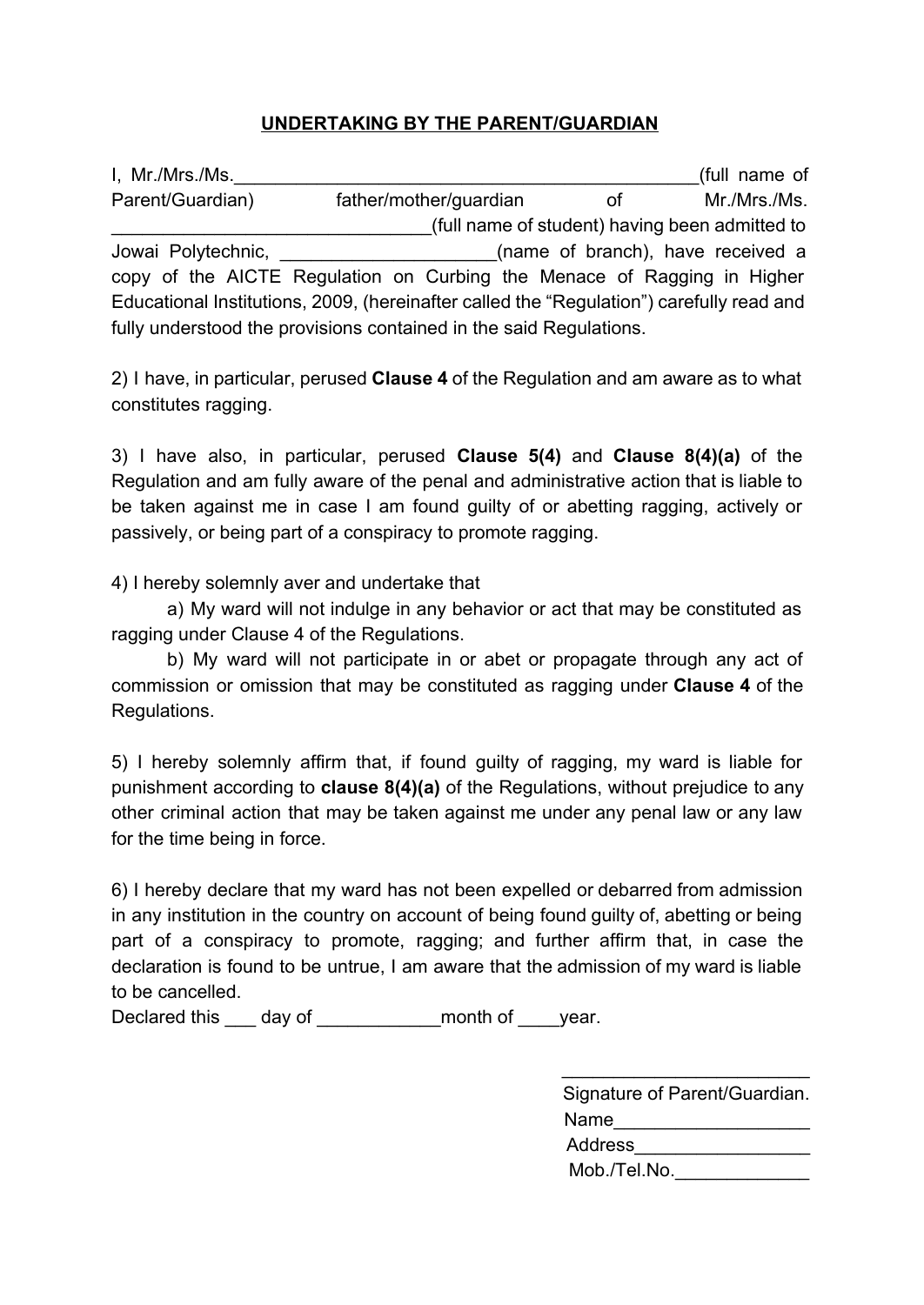## UNDERTAKING BY THE PARENT/GUARDIAN

I, Mr./Mrs./Ms.______________________________________________(full name of Parent/Guardian) father/mother/guardian of Mr./Mrs./Ms. _______________________________(full name of student) having been admitted to Jowai Polytechnic, ____________________(name of branch), have received a copy of the AICTE Regulation on Curbing the Menace of Ragging in Higher Educational Institutions, 2009, (hereinafter called the "Regulation") carefully read and fully understood the provisions contained in the said Regulations.

2) I have, in particular, perused **Clause 4** of the Regulation and am aware as to what constitutes ragging.

3) I have also, in particular, perused **Clause 5(4)** and **Clause 8(4)(a)** of the Regulation and am fully aware of the penal and administrative action that is liable to be taken against me in case I am found guilty of or abetting ragging, actively or passively, or being part of a conspiracy to promote ragging.

4) I hereby solemnly aver and undertake that

a) My ward will not indulge in any behavior or act that may be constituted as ragging under Clause 4 of the Regulations.

b) My ward will not participate in or abet or propagate through any act of commission or omission that may be constituted as ragging under **Clause 4** of the Regulations.

5) I hereby solemnly affirm that, if found guilty of ragging, my ward is liable for punishment according to **clause 8(4)(a)** of the Regulations, without prejudice to any other criminal action that may be taken against me under any penal law or any law for the time being in force.

6) I hereby declare that my ward has not been expelled or debarred from admission in any institution in the country on account of being found guilty of, abetting or being part of a conspiracy to promote, ragging; and further affirm that, in case the declaration is found to be untrue, I am aware that the admission of my ward is liable to be cancelled.

Declared this ___ day of ____________month of ____year.

________________________

Signature of Parent/Guardian.

Name__________________

Address_________________

Mob./Tel.No._____________